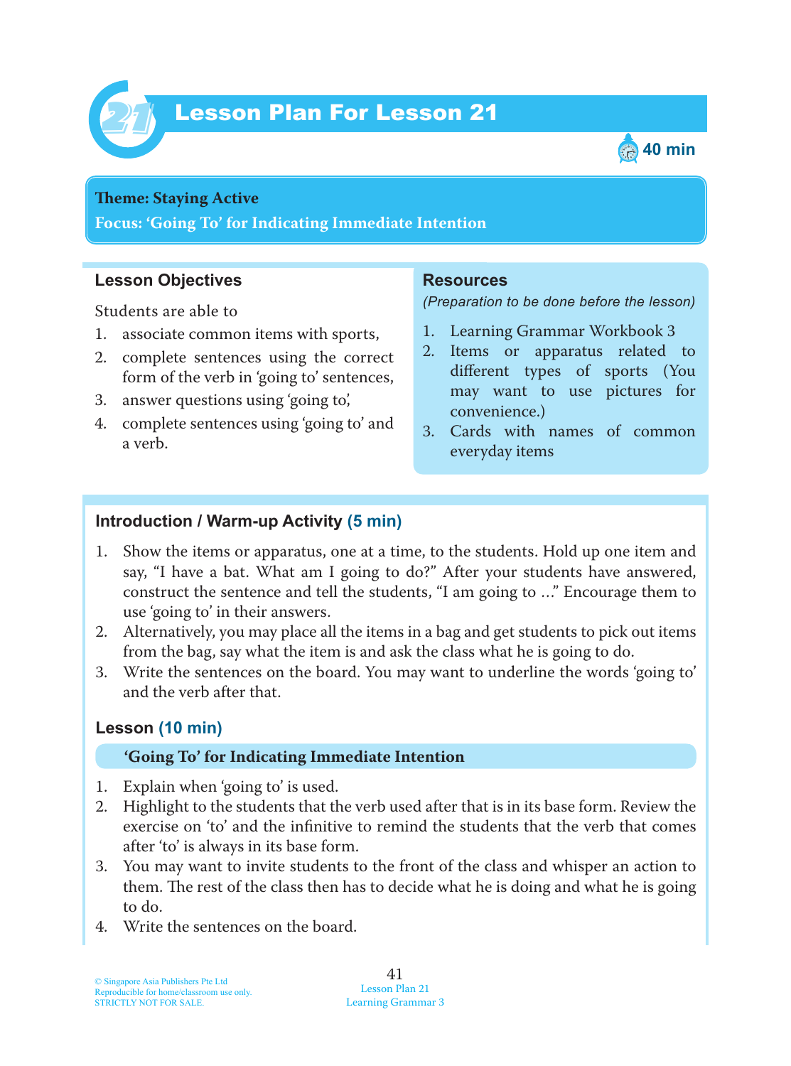# Lesson Plan For Lesson 21

40 min

**Theme: Staying Active**

**Focus: 'Going To' for Indicating Immediate Intention**

## Lesson Objectives

Students are able to

1. associate common items with sports,
2. complete sentences using the correct form of the verb in 'going to' sentences,
3. answer questions using 'going to',
4. complete sentences using 'going to' and a verb.

## Resources

*(Preparation to be done before the lesson)*

1. Learning Grammar Workbook 3
2. Items or apparatus related to different types of sports (You may want to use pictures for convenience.)
3. Cards with names of common everyday items

## Introduction / Warm-up Activity (5 min)

1. Show the items or apparatus, one at a time, to the students. Hold up one item and say, "I have a bat. What am I going to do?" After your students have answered, construct the sentence and tell the students, "I am going to ..." Encourage them to use 'going to' in their answers.
2. Alternatively, you may place all the items in a bag and get students to pick out items from the bag, say what the item is and ask the class what he is going to do.
3. Write the sentences on the board. You may want to underline the words 'going to' and the verb after that.

## Lesson (10 min)

**'Going To' for Indicating Immediate Intention**

1. Explain when 'going to' is used.
2. Highlight to the students that the verb used after that is in its base form. Review the exercise on 'to' and the infinitive to remind the students that the verb that comes after 'to' is always in its base form.
3. You may want to invite students to the front of the class and whisper an action to them. The rest of the class then has to decide what he is doing and what he is going to do.
4. Write the sentences on the board.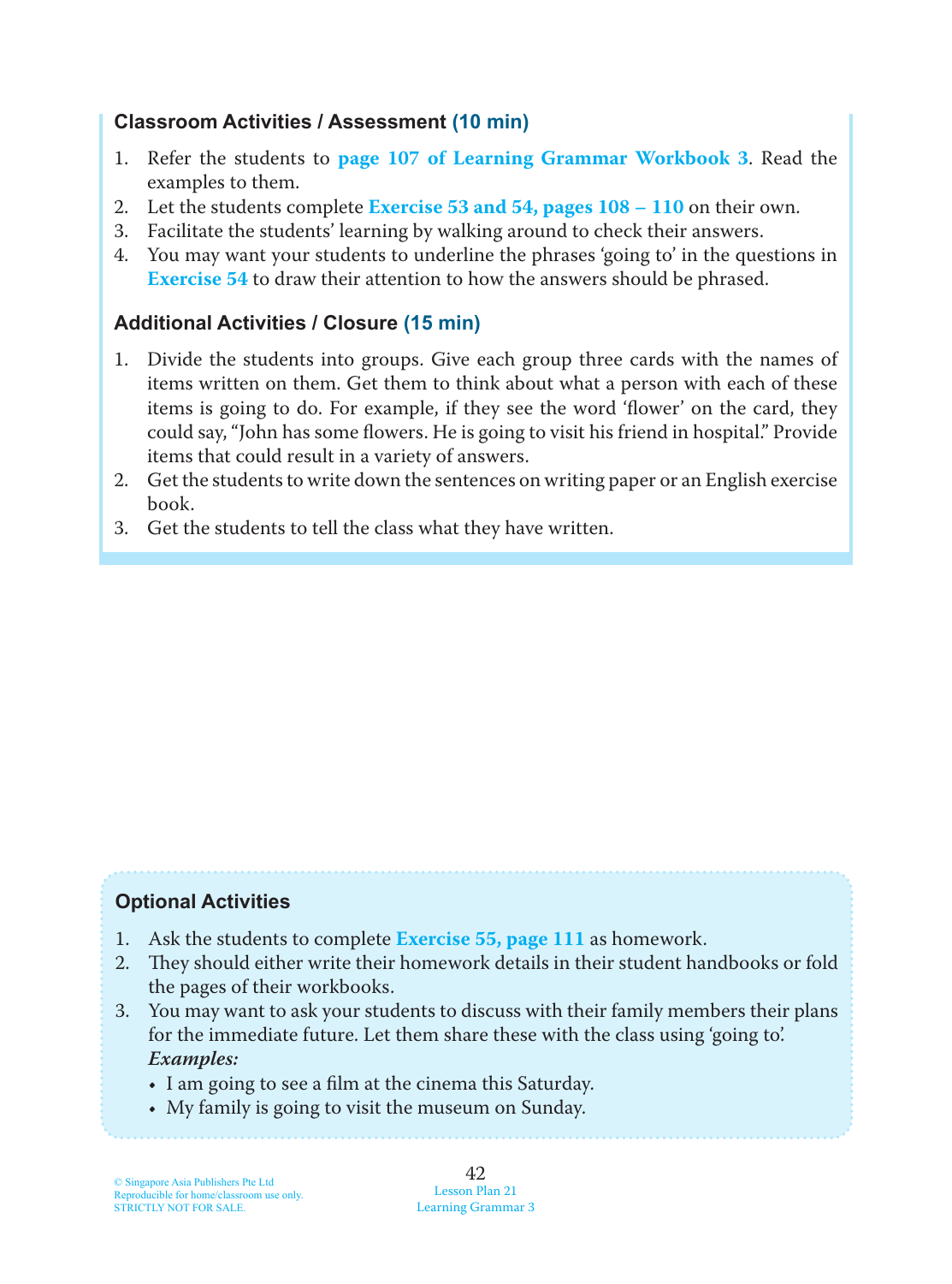### Classroom Activities / Assessment (10 min)

1. Refer the students to **page 107 of Learning Grammar Workbook 3**. Read the examples to them.
2. Let the students complete **Exercise 53 and 54, pages 108 – 110** on their own.
3. Facilitate the students' learning by walking around to check their answers.
4. You may want your students to underline the phrases 'going to' in the questions in **Exercise 54** to draw their attention to how the answers should be phrased.

### Additional Activities / Closure (15 min)

1. Divide the students into groups. Give each group three cards with the names of items written on them. Get them to think about what a person with each of these items is going to do. For example, if they see the word 'flower' on the card, they could say, "John has some flowers. He is going to visit his friend in hospital." Provide items that could result in a variety of answers.
2. Get the students to write down the sentences on writing paper or an English exercise book.
3. Get the students to tell the class what they have written.

### Optional Activities

1. Ask the students to complete **Exercise 55, page 111** as homework.
2. They should either write their homework details in their student handbooks or fold the pages of their workbooks.
3. You may want to ask your students to discuss with their family members their plans for the immediate future. Let them share these with the class using 'going to'.
   ***Examples:***
   - I am going to see a film at the cinema this Saturday.
   - My family is going to visit the museum on Sunday.

© Singapore Asia Publishers Pte Ltd
Reproducible for home/classroom use only.
STRICTLY NOT FOR SALE.

Lesson Plan 21
Learning Grammar 3